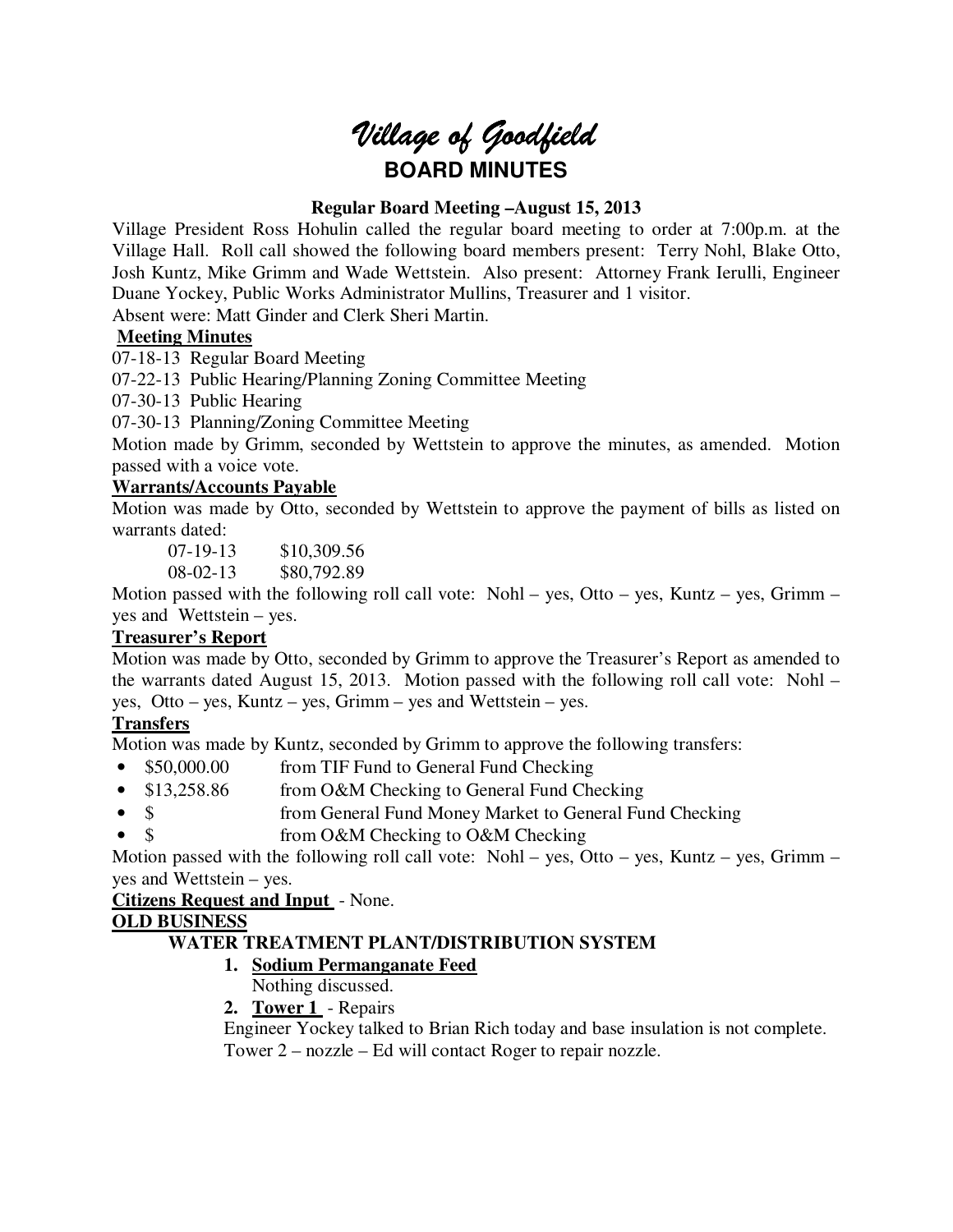# *Village of Goodfield*

## BOARD MINUTES

**Regular Board Meeting –August 15, 2013**

Village President Ross Hohulin called the regular board meeting to order at 7:00p.m. at the Village Hall. Roll call showed the following board members present: Terry Nohl, Blake Otto, Josh Kuntz, Mike Grimm and Wade Wettstein. Also present: Attorney Frank Ierulli, Engineer Duane Yockey, Public Works Administrator Mullins, Treasurer and 1 visitor.

Absent were: Matt Ginder and Clerk Sheri Martin.

**Meeting Minutes**

07-18-13 Regular Board Meeting

07-22-13 Public Hearing/Planning Zoning Committee Meeting

07-30-13 Public Hearing

07-30-13 Planning/Zoning Committee Meeting

Motion made by Grimm, seconded by Wettstein to approve the minutes, as amended. Motion passed with a voice vote.

**Warrants/Accounts Payable**

Motion was made by Otto, seconded by Wettstein to approve the payment of bills as listed on warrants dated:

07-19-13 $10,309.56

08-02-13 $80,792.89

Motion passed with the following roll call vote: Nohl – yes, Otto – yes, Kuntz – yes, Grimm – yes and Wettstein – yes.

**Treasurer's Report**

Motion was made by Otto, seconded by Grimm to approve the Treasurer's Report as amended to the warrants dated August 15, 2013. Motion passed with the following roll call vote: Nohl – yes, Otto – yes, Kuntz – yes, Grimm – yes and Wettstein – yes.

**Transfers**

Motion was made by Kuntz, seconded by Grimm to approve the following transfers:

- $50,000.00 from TIF Fund to General Fund Checking
- $13,258.86 from O&M Checking to General Fund Checking
- $ from General Fund Money Market to General Fund Checking
- $ from O&M Checking to O&M Checking

Motion passed with the following roll call vote: Nohl – yes, Otto – yes, Kuntz – yes, Grimm – yes and Wettstein – yes.

**Citizens Request and Input** - None.

**OLD BUSINESS**

**WATER TREATMENT PLANT/DISTRIBUTION SYSTEM**

1. **Sodium Permanganate Feed**
   Nothing discussed.
2. **Tower 1** - Repairs
   Engineer Yockey talked to Brian Rich today and base insulation is not complete.
   Tower 2 – nozzle – Ed will contact Roger to repair nozzle.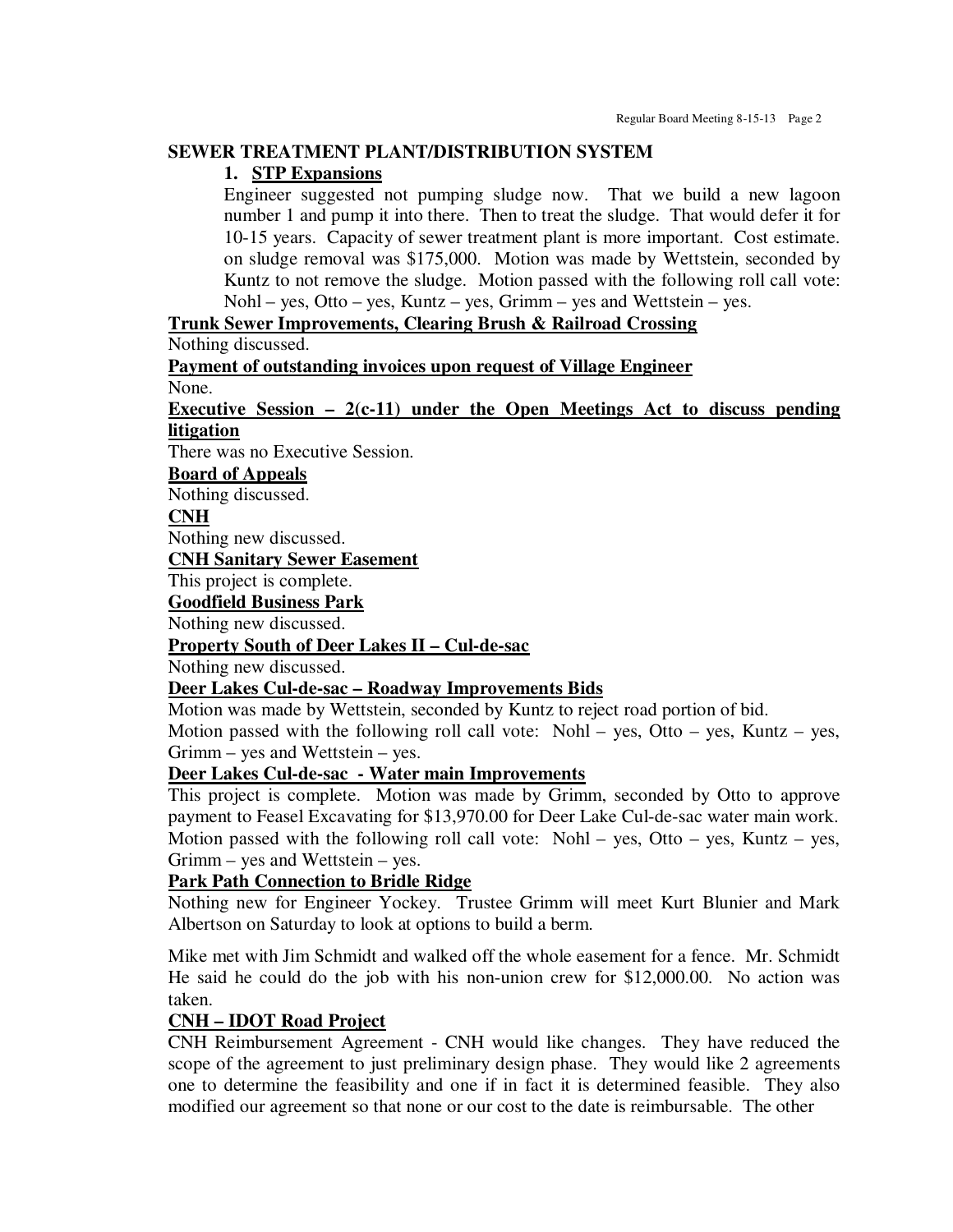**SEWER TREATMENT PLANT/DISTRIBUTION SYSTEM**

1. **STP Expansions**

   Engineer suggested not pumping sludge now. That we build a new lagoon number 1 and pump it into there. Then to treat the sludge. That would defer it for 10-15 years. Capacity of sewer treatment plant is more important. Cost estimate. on sludge removal was $175,000. Motion was made by Wettstein, seconded by Kuntz to not remove the sludge. Motion passed with the following roll call vote: Nohl – yes, Otto – yes, Kuntz – yes, Grimm – yes and Wettstein – yes.

**Trunk Sewer Improvements, Clearing Brush & Railroad Crossing**

Nothing discussed.

**Payment of outstanding invoices upon request of Village Engineer**

None.

**Executive Session – 2(c-11) under the Open Meetings Act to discuss pending litigation**

There was no Executive Session.

**Board of Appeals**

Nothing discussed.

**CNH**

Nothing new discussed.

**CNH Sanitary Sewer Easement**

This project is complete.

**Goodfield Business Park**

Nothing new discussed.

**Property South of Deer Lakes II – Cul-de-sac**

Nothing new discussed.

**Deer Lakes Cul-de-sac – Roadway Improvements Bids**

Motion was made by Wettstein, seconded by Kuntz to reject road portion of bid.
Motion passed with the following roll call vote: Nohl – yes, Otto – yes, Kuntz – yes, Grimm – yes and Wettstein – yes.

**Deer Lakes Cul-de-sac - Water main Improvements**

This project is complete. Motion was made by Grimm, seconded by Otto to approve payment to Feasel Excavating for $13,970.00 for Deer Lake Cul-de-sac water main work. Motion passed with the following roll call vote: Nohl – yes, Otto – yes, Kuntz – yes, Grimm – yes and Wettstein – yes.

**Park Path Connection to Bridle Ridge**

Nothing new for Engineer Yockey. Trustee Grimm will meet Kurt Blunier and Mark Albertson on Saturday to look at options to build a berm.

Mike met with Jim Schmidt and walked off the whole easement for a fence. Mr. Schmidt He said he could do the job with his non-union crew for $12,000.00. No action was taken.

**CNH – IDOT Road Project**

CNH Reimbursement Agreement - CNH would like changes. They have reduced the scope of the agreement to just preliminary design phase. They would like 2 agreements one to determine the feasibility and one if in fact it is determined feasible. They also modified our agreement so that none or our cost to the date is reimbursable. The other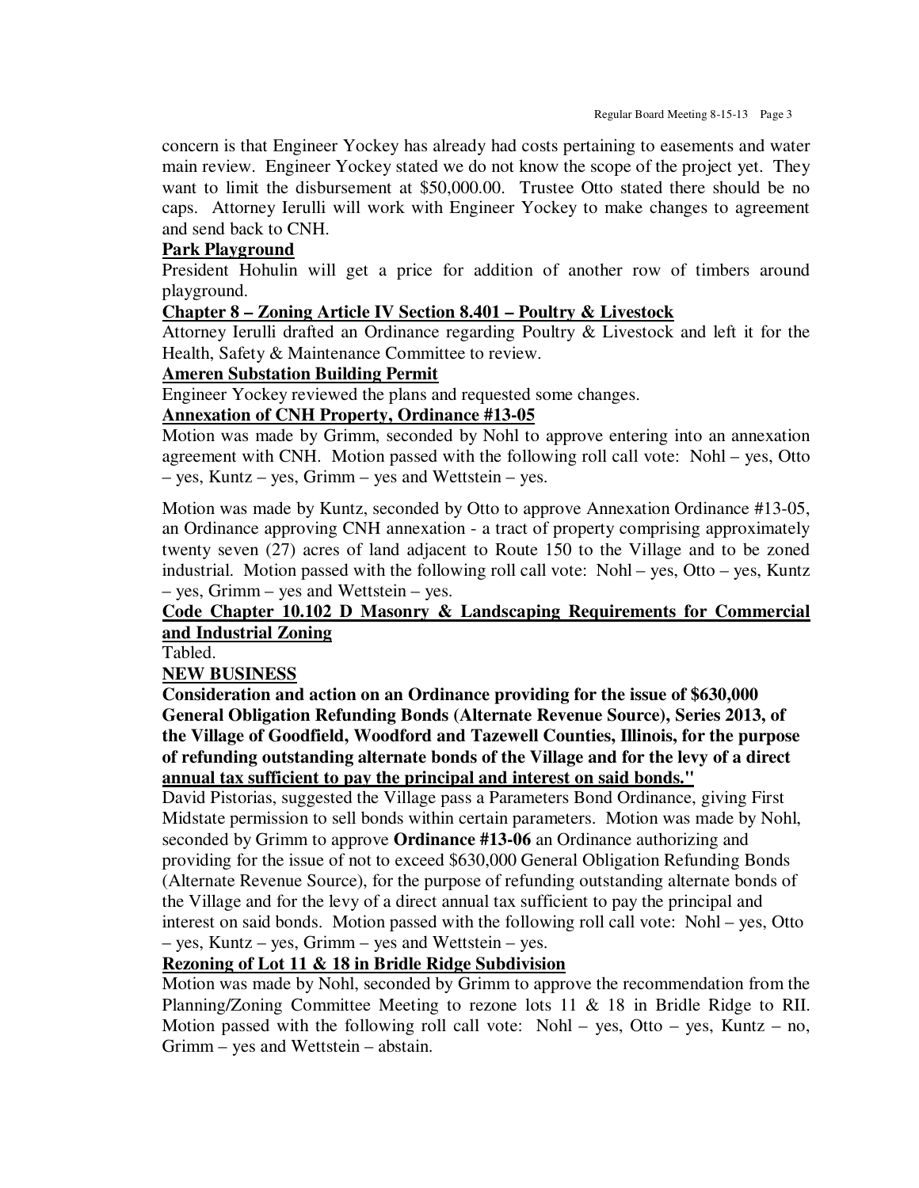concern is that Engineer Yockey has already had costs pertaining to easements and water main review. Engineer Yockey stated we do not know the scope of the project yet. They want to limit the disbursement at $50,000.00. Trustee Otto stated there should be no caps. Attorney Ierulli will work with Engineer Yockey to make changes to agreement and send back to CNH.

**Park Playground**

President Hohulin will get a price for addition of another row of timbers around playground.

**Chapter 8 – Zoning Article IV Section 8.401 – Poultry & Livestock**

Attorney Ierulli drafted an Ordinance regarding Poultry & Livestock and left it for the Health, Safety & Maintenance Committee to review.

**Ameren Substation Building Permit**

Engineer Yockey reviewed the plans and requested some changes.

**Annexation of CNH Property, Ordinance #13-05**

Motion was made by Grimm, seconded by Nohl to approve entering into an annexation agreement with CNH. Motion passed with the following roll call vote: Nohl – yes, Otto – yes, Kuntz – yes, Grimm – yes and Wettstein – yes.

Motion was made by Kuntz, seconded by Otto to approve Annexation Ordinance #13-05, an Ordinance approving CNH annexation - a tract of property comprising approximately twenty seven (27) acres of land adjacent to Route 150 to the Village and to be zoned industrial. Motion passed with the following roll call vote: Nohl – yes, Otto – yes, Kuntz – yes, Grimm – yes and Wettstein – yes.

**Code Chapter 10.102 D Masonry & Landscaping Requirements for Commercial and Industrial Zoning**

Tabled.

**NEW BUSINESS**

**Consideration and action on an Ordinance providing for the issue of $630,000 General Obligation Refunding Bonds (Alternate Revenue Source), Series 2013, of the Village of Goodfield, Woodford and Tazewell Counties, Illinois, for the purpose of refunding outstanding alternate bonds of the Village and for the levy of a direct annual tax sufficient to pay the principal and interest on said bonds."**

David Pistorias, suggested the Village pass a Parameters Bond Ordinance, giving First Midstate permission to sell bonds within certain parameters. Motion was made by Nohl, seconded by Grimm to approve **Ordinance #13-06** an Ordinance authorizing and providing for the issue of not to exceed $630,000 General Obligation Refunding Bonds (Alternate Revenue Source), for the purpose of refunding outstanding alternate bonds of the Village and for the levy of a direct annual tax sufficient to pay the principal and interest on said bonds. Motion passed with the following roll call vote: Nohl – yes, Otto – yes, Kuntz – yes, Grimm – yes and Wettstein – yes.

**Rezoning of Lot 11 & 18 in Bridle Ridge Subdivision**

Motion was made by Nohl, seconded by Grimm to approve the recommendation from the Planning/Zoning Committee Meeting to rezone lots 11 & 18 in Bridle Ridge to RII. Motion passed with the following roll call vote: Nohl – yes, Otto – yes, Kuntz – no, Grimm – yes and Wettstein – abstain.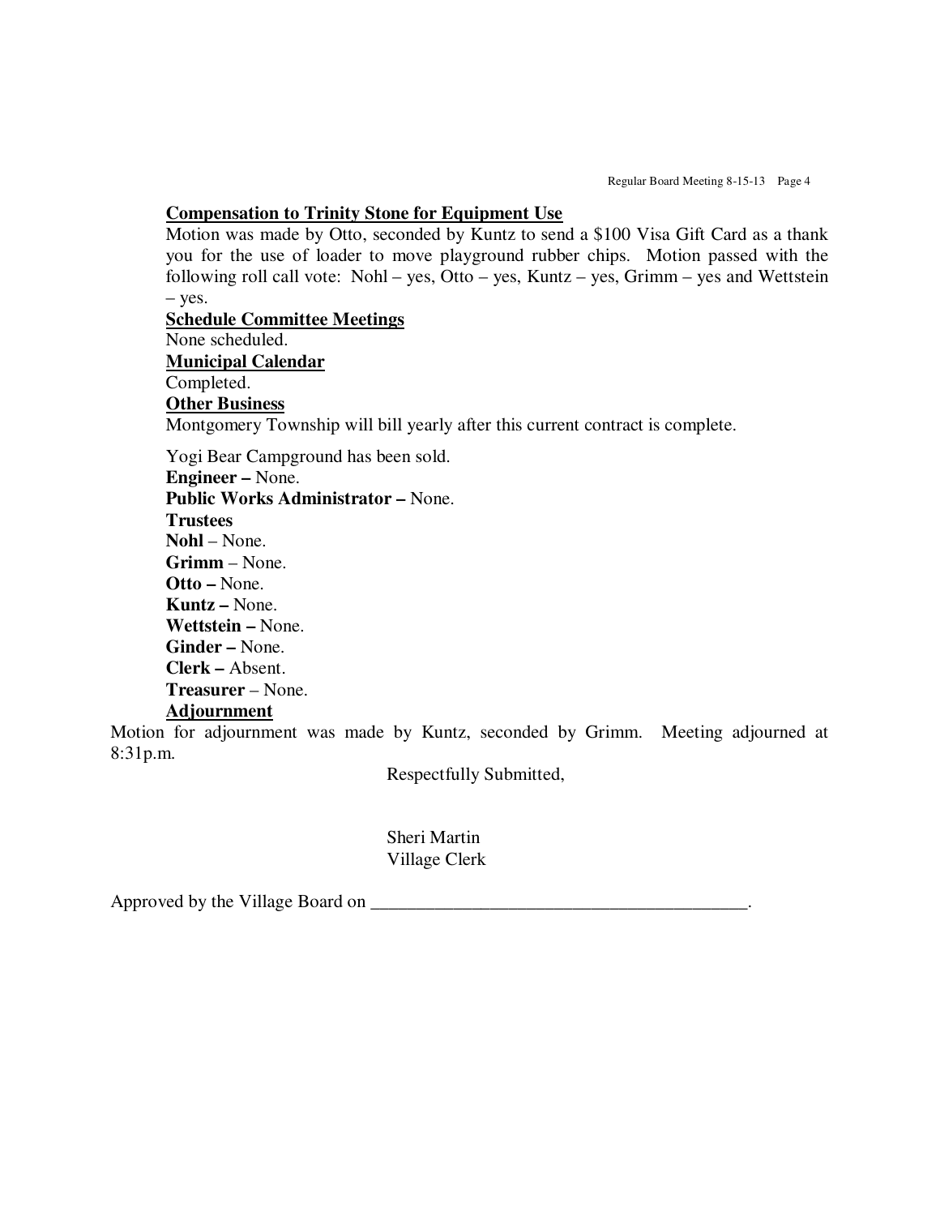**Compensation to Trinity Stone for Equipment Use**

Motion was made by Otto, seconded by Kuntz to send a $100 Visa Gift Card as a thank you for the use of loader to move playground rubber chips. Motion passed with the following roll call vote: Nohl – yes, Otto – yes, Kuntz – yes, Grimm – yes and Wettstein – yes.

**Schedule Committee Meetings**

None scheduled.

**Municipal Calendar**

Completed.

**Other Business**

Montgomery Township will bill yearly after this current contract is complete.

Yogi Bear Campground has been sold.

**Engineer –** None.

**Public Works Administrator –** None.

**Trustees**

**Nohl** – None.

**Grimm** – None.

**Otto –** None.

**Kuntz –** None.

**Wettstein –** None.

**Ginder –** None.

**Clerk –** Absent.

**Treasurer** – None.

**Adjournment**

Motion for adjournment was made by Kuntz, seconded by Grimm. Meeting adjourned at 8:31p.m.

Respectfully Submitted,

Sheri Martin
Village Clerk

Approved by the Village Board on ________________________________________.